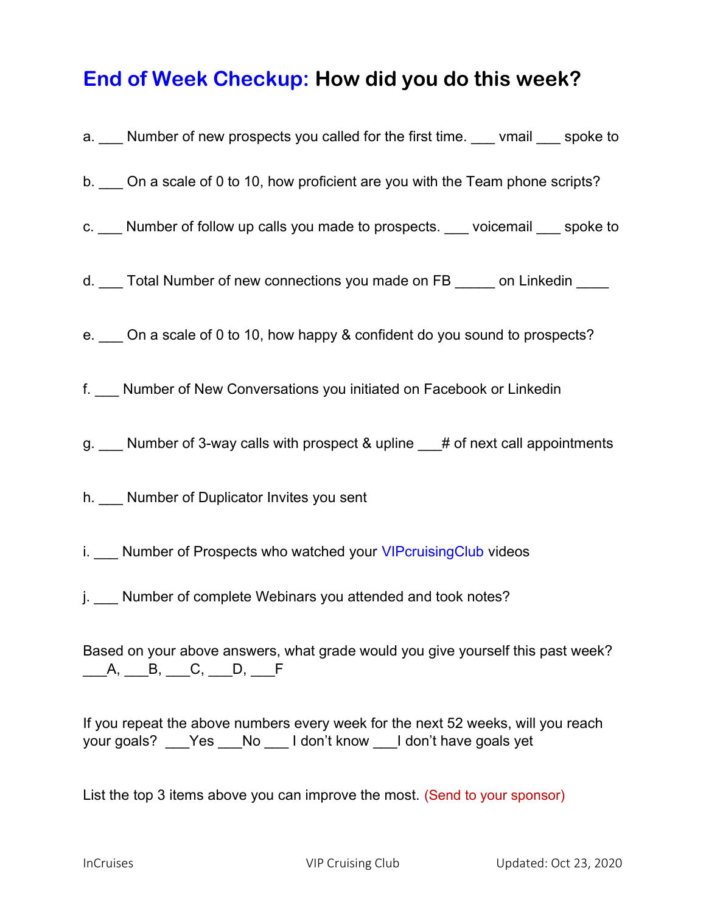# End of Week Checkup: How did you do this week?

a. ___ Number of new prospects you called for the first time. ___ vmail ___ spoke to

b. ___ On a scale of 0 to 10, how proficient are you with the Team phone scripts?

c. ___ Number of follow up calls you made to prospects. ___ voicemail ___ spoke to

d. ___ Total Number of new connections you made on FB _____ on Linkedin ____

e. ___ On a scale of 0 to 10, how happy & confident do you sound to prospects?

f. ___ Number of New Conversations you initiated on Facebook or Linkedin

g. ___ Number of 3-way calls with prospect & upline ___# of next call appointments

h. ___ Number of Duplicator Invites you sent

i. ___ Number of Prospects who watched your VIPcruisingClub videos

j. ___ Number of complete Webinars you attended and took notes?

Based on your above answers, what grade would you give yourself this past week?
___A, ___B, ___C, ___D, ___F

If you repeat the above numbers every week for the next 52 weeks, will you reach your goals? ___Yes ___No ___ I don't know ___I don't have goals yet

List the top 3 items above you can improve the most. (Send to your sponsor)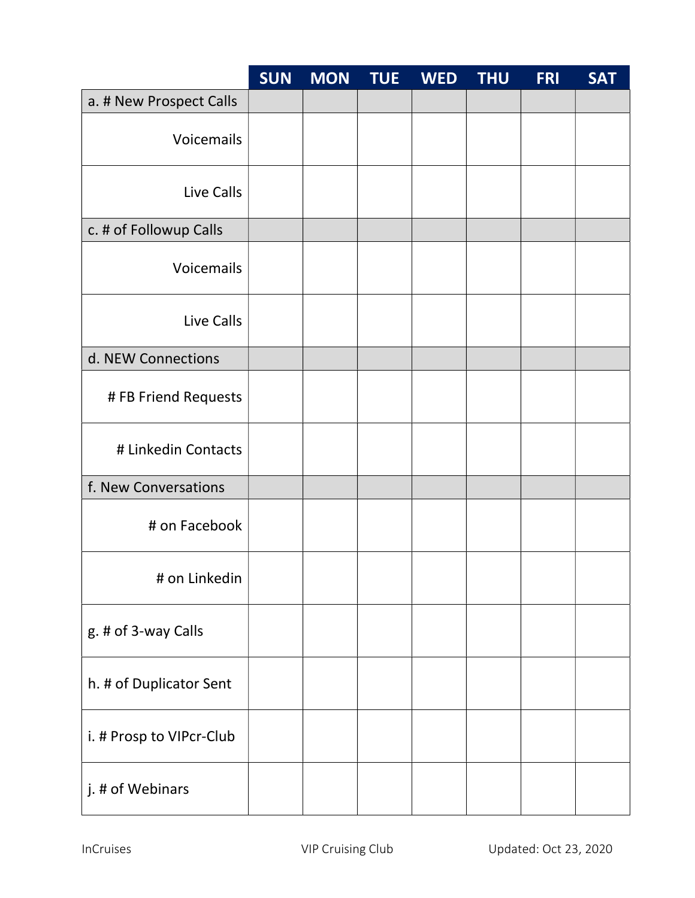| | SUN | MON | TUE | WED | THU | FRI | SAT |
|---|---|---|---|---|---|---|---|
| a. # New Prospect Calls | | | | | | | |
| Voicemails | | | | | | | |
| Live Calls | | | | | | | |
| c. # of Followup Calls | | | | | | | |
| Voicemails | | | | | | | |
| Live Calls | | | | | | | |
| d. NEW Connections | | | | | | | |
| # FB Friend Requests | | | | | | | |
| # Linkedin Contacts | | | | | | | |
| f. New Conversations | | | | | | | |
| # on Facebook | | | | | | | |
| # on Linkedin | | | | | | | |
| g. # of 3-way Calls | | | | | | | |
| h. # of Duplicator Sent | | | | | | | |
| i. # Prosp to VIPcr-Club | | | | | | | |
| j. # of Webinars | | | | | | | |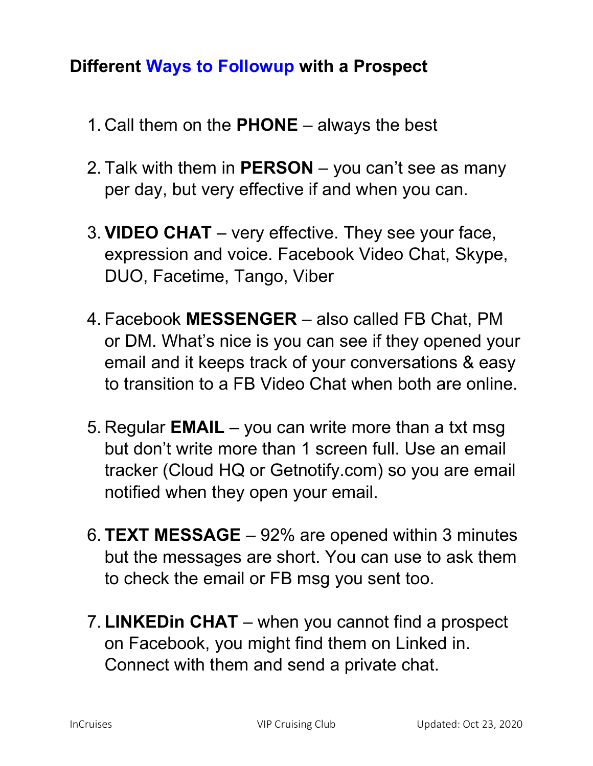## Different Ways to Followup with a Prospect

1. Call them on the **PHONE** – always the best

2. Talk with them in **PERSON** – you can't see as many per day, but very effective if and when you can.

3. **VIDEO CHAT** – very effective. They see your face, expression and voice. Facebook Video Chat, Skype, DUO, Facetime, Tango, Viber

4. Facebook **MESSENGER** – also called FB Chat, PM or DM. What's nice is you can see if they opened your email and it keeps track of your conversations & easy to transition to a FB Video Chat when both are online.

5. Regular **EMAIL** – you can write more than a txt msg but don't write more than 1 screen full. Use an email tracker (Cloud HQ or Getnotify.com) so you are email notified when they open your email.

6. **TEXT MESSAGE** – 92% are opened within 3 minutes but the messages are short. You can use to ask them to check the email or FB msg you sent too.

7. **LINKEDin CHAT** – when you cannot find a prospect on Facebook, you might find them on Linked in. Connect with them and send a private chat.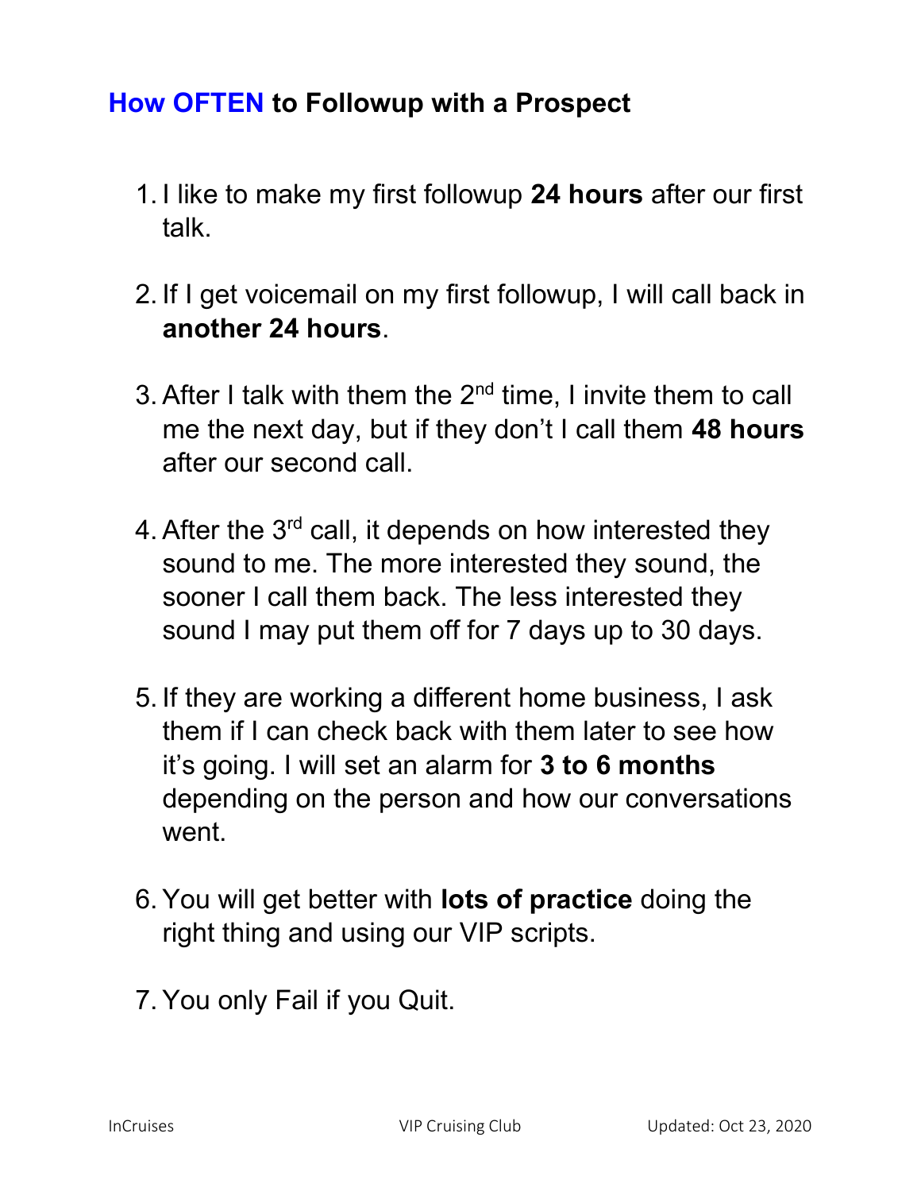## How OFTEN to Followup with a Prospect

1. I like to make my first followup **24 hours** after our first talk.

2. If I get voicemail on my first followup, I will call back in **another 24 hours**.

3. After I talk with them the 2nd time, I invite them to call me the next day, but if they don't I call them **48 hours** after our second call.

4. After the 3rd call, it depends on how interested they sound to me. The more interested they sound, the sooner I call them back. The less interested they sound I may put them off for 7 days up to 30 days.

5. If they are working a different home business, I ask them if I can check back with them later to see how it's going. I will set an alarm for **3 to 6 months** depending on the person and how our conversations went.

6. You will get better with **lots of practice** doing the right thing and using our VIP scripts.

7. You only Fail if you Quit.